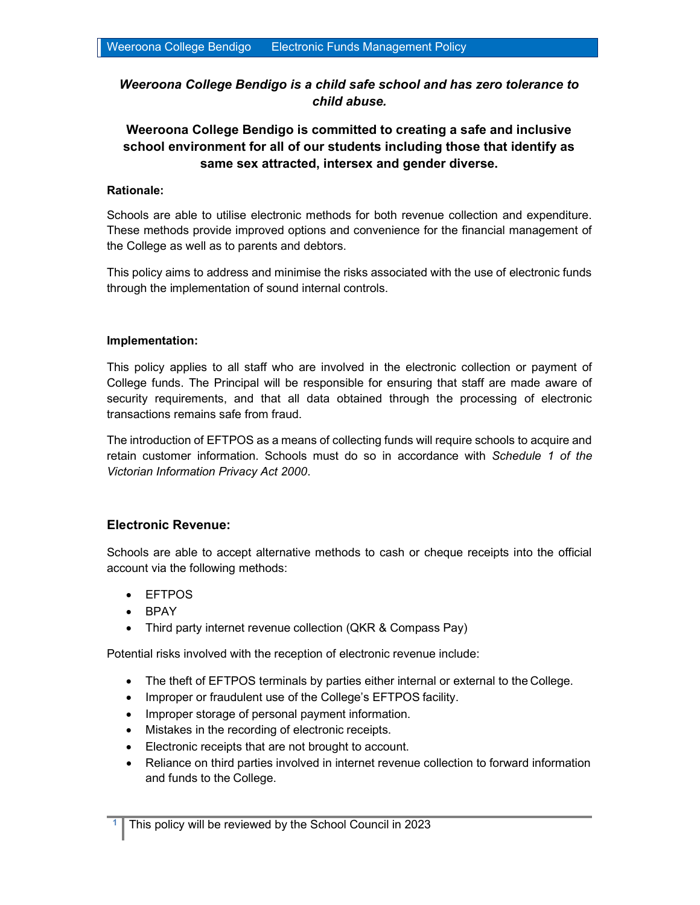***Weeroona College Bendigo is a child safe school and has zero tolerance to child abuse.***

**Weeroona College Bendigo is committed to creating a safe and inclusive school environment for all of our students including those that identify as same sex attracted, intersex and gender diverse.**

**Rationale:**

Schools are able to utilise electronic methods for both revenue collection and expenditure. These methods provide improved options and convenience for the financial management of the College as well as to parents and debtors.

This policy aims to address and minimise the risks associated with the use of electronic funds through the implementation of sound internal controls.

**Implementation:**

This policy applies to all staff who are involved in the electronic collection or payment of College funds. The Principal will be responsible for ensuring that staff are made aware of security requirements, and that all data obtained through the processing of electronic transactions remains safe from fraud.

The introduction of EFTPOS as a means of collecting funds will require schools to acquire and retain customer information. Schools must do so in accordance with *Schedule 1 of the Victorian Information Privacy Act 2000*.

## Electronic Revenue:

Schools are able to accept alternative methods to cash or cheque receipts into the official account via the following methods:

- EFTPOS
- BPAY
- Third party internet revenue collection (QKR & Compass Pay)

Potential risks involved with the reception of electronic revenue include:

- The theft of EFTPOS terminals by parties either internal or external to the College.
- Improper or fraudulent use of the College's EFTPOS facility.
- Improper storage of personal payment information.
- Mistakes in the recording of electronic receipts.
- Electronic receipts that are not brought to account.
- Reliance on third parties involved in internet revenue collection to forward information and funds to the College.

This policy will be reviewed by the School Council in 2023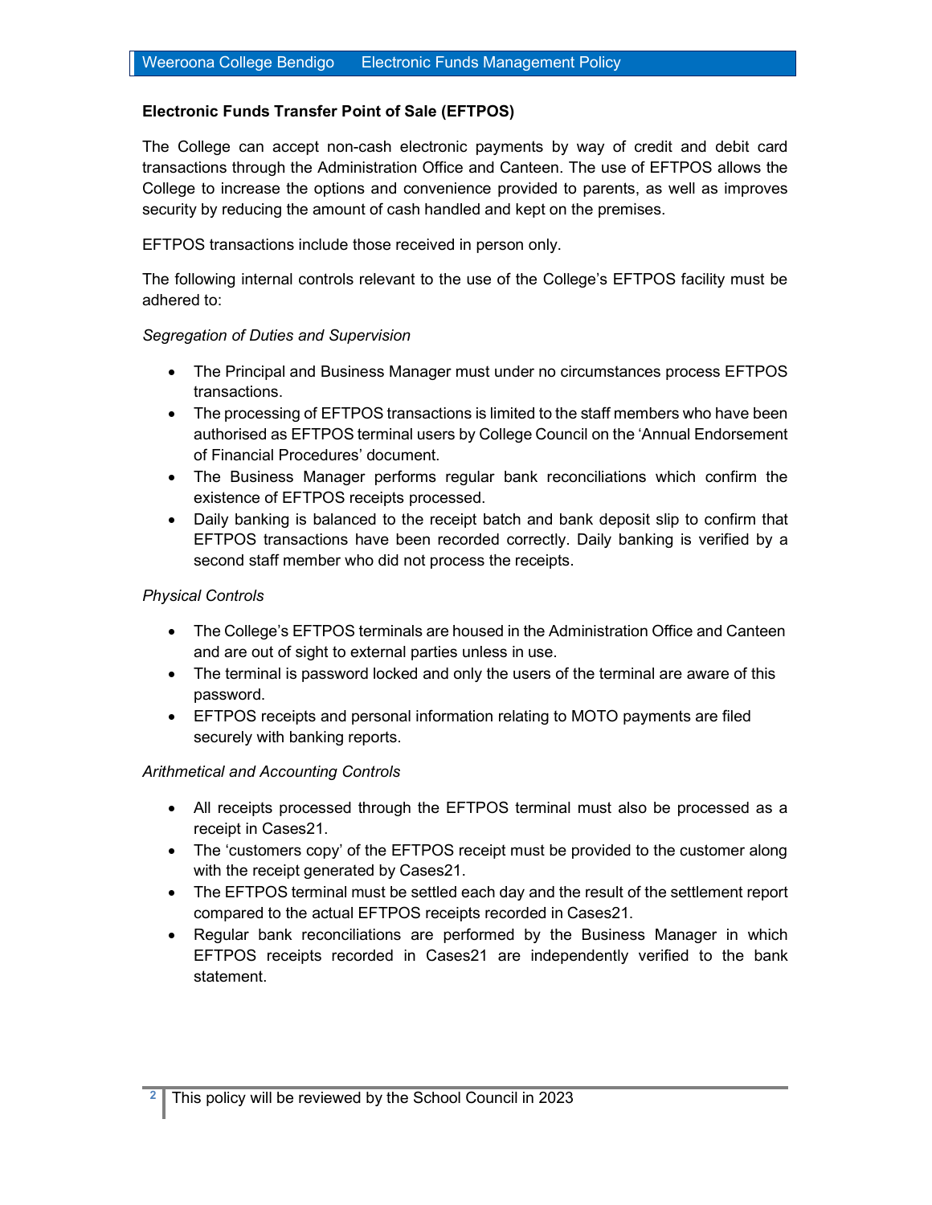**Electronic Funds Transfer Point of Sale (EFTPOS)**

The College can accept non-cash electronic payments by way of credit and debit card transactions through the Administration Office and Canteen. The use of EFTPOS allows the College to increase the options and convenience provided to parents, as well as improves security by reducing the amount of cash handled and kept on the premises.

EFTPOS transactions include those received in person only.

The following internal controls relevant to the use of the College's EFTPOS facility must be adhered to:

*Segregation of Duties and Supervision*

- The Principal and Business Manager must under no circumstances process EFTPOS transactions.
- The processing of EFTPOS transactions is limited to the staff members who have been authorised as EFTPOS terminal users by College Council on the 'Annual Endorsement of Financial Procedures' document.
- The Business Manager performs regular bank reconciliations which confirm the existence of EFTPOS receipts processed.
- Daily banking is balanced to the receipt batch and bank deposit slip to confirm that EFTPOS transactions have been recorded correctly. Daily banking is verified by a second staff member who did not process the receipts.

*Physical Controls*

- The College's EFTPOS terminals are housed in the Administration Office and Canteen and are out of sight to external parties unless in use.
- The terminal is password locked and only the users of the terminal are aware of this password.
- EFTPOS receipts and personal information relating to MOTO payments are filed securely with banking reports.

*Arithmetical and Accounting Controls*

- All receipts processed through the EFTPOS terminal must also be processed as a receipt in Cases21.
- The 'customers copy' of the EFTPOS receipt must be provided to the customer along with the receipt generated by Cases21.
- The EFTPOS terminal must be settled each day and the result of the settlement report compared to the actual EFTPOS receipts recorded in Cases21.
- Regular bank reconciliations are performed by the Business Manager in which EFTPOS receipts recorded in Cases21 are independently verified to the bank statement.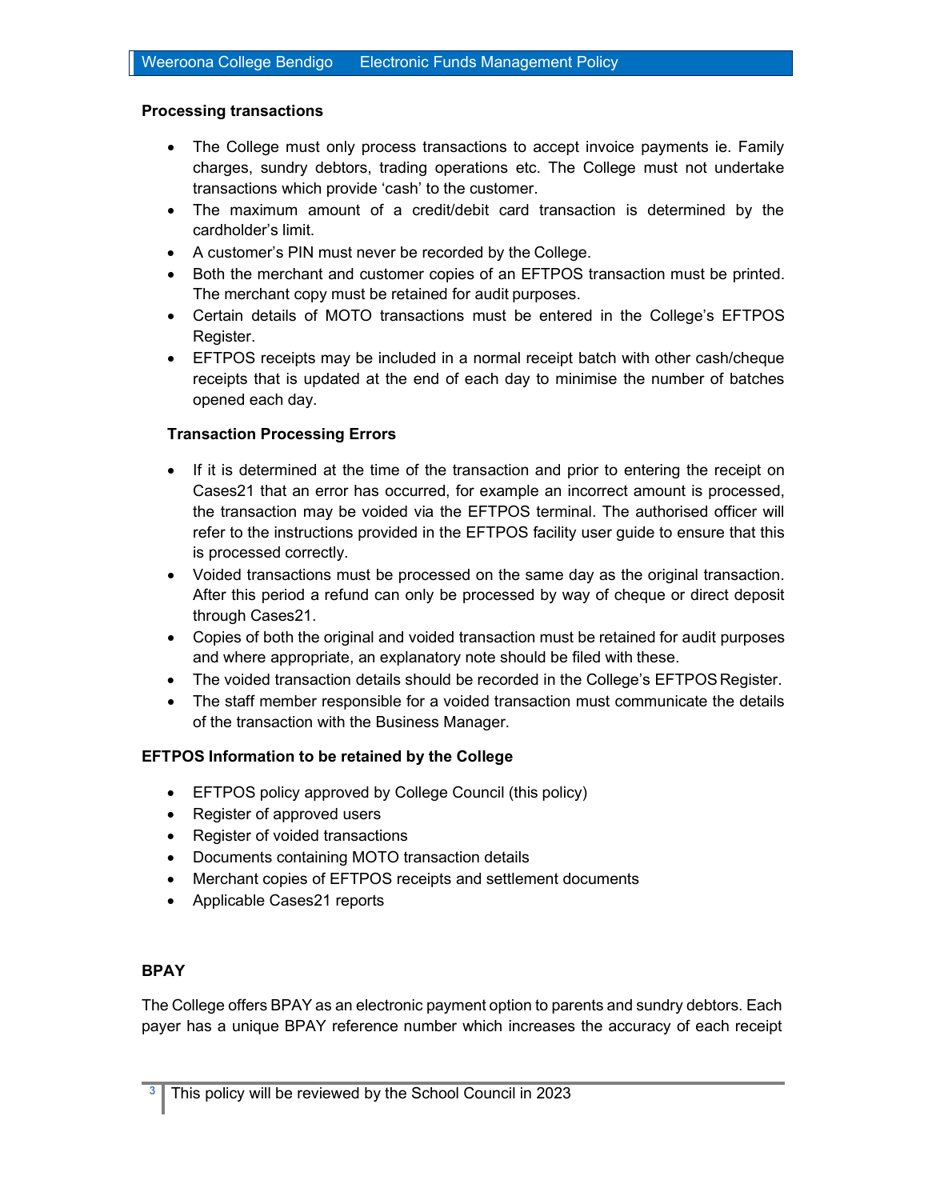### Processing transactions

- The College must only process transactions to accept invoice payments ie. Family charges, sundry debtors, trading operations etc. The College must not undertake transactions which provide 'cash' to the customer.
- The maximum amount of a credit/debit card transaction is determined by the cardholder's limit.
- A customer's PIN must never be recorded by the College.
- Both the merchant and customer copies of an EFTPOS transaction must be printed. The merchant copy must be retained for audit purposes.
- Certain details of MOTO transactions must be entered in the College's EFTPOS Register.
- EFTPOS receipts may be included in a normal receipt batch with other cash/cheque receipts that is updated at the end of each day to minimise the number of batches opened each day.

#### Transaction Processing Errors

- If it is determined at the time of the transaction and prior to entering the receipt on Cases21 that an error has occurred, for example an incorrect amount is processed, the transaction may be voided via the EFTPOS terminal. The authorised officer will refer to the instructions provided in the EFTPOS facility user guide to ensure that this is processed correctly.
- Voided transactions must be processed on the same day as the original transaction. After this period a refund can only be processed by way of cheque or direct deposit through Cases21.
- Copies of both the original and voided transaction must be retained for audit purposes and where appropriate, an explanatory note should be filed with these.
- The voided transaction details should be recorded in the College's EFTPOS Register.
- The staff member responsible for a voided transaction must communicate the details of the transaction with the Business Manager.

### EFTPOS Information to be retained by the College

- EFTPOS policy approved by College Council (this policy)
- Register of approved users
- Register of voided transactions
- Documents containing MOTO transaction details
- Merchant copies of EFTPOS receipts and settlement documents
- Applicable Cases21 reports

### BPAY

The College offers BPAY as an electronic payment option to parents and sundry debtors. Each payer has a unique BPAY reference number which increases the accuracy of each receipt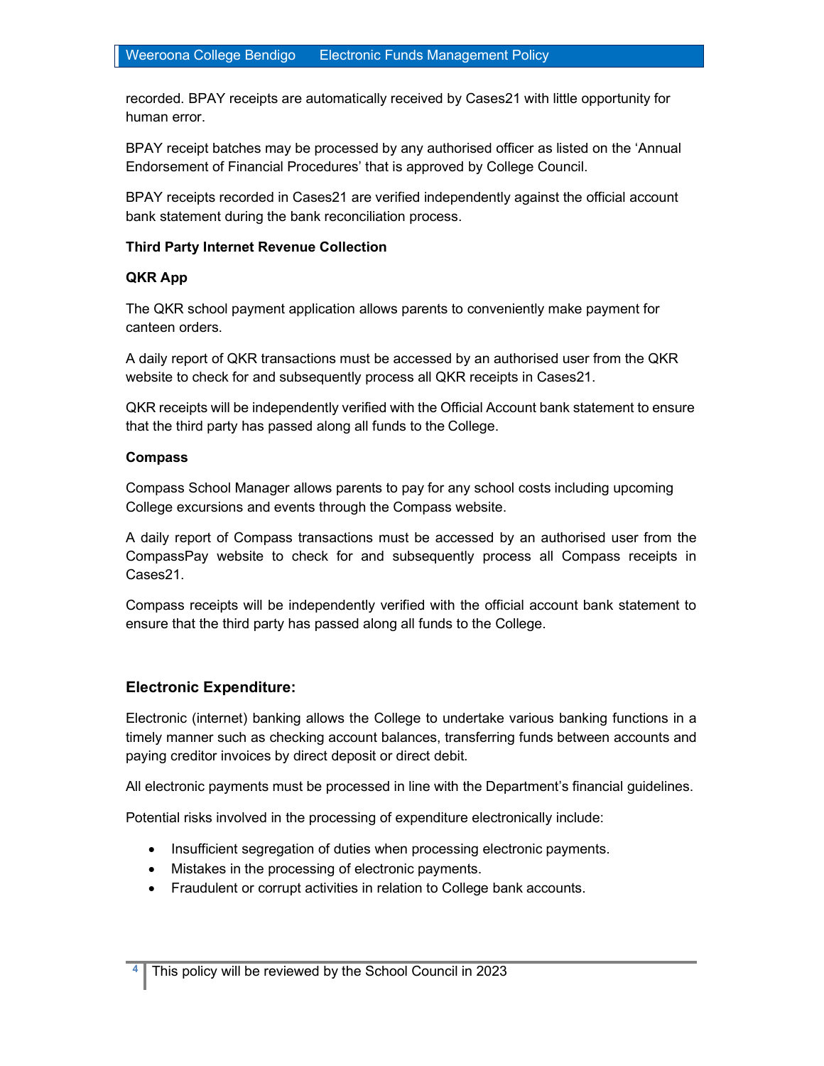recorded. BPAY receipts are automatically received by Cases21 with little opportunity for human error.

BPAY receipt batches may be processed by any authorised officer as listed on the 'Annual Endorsement of Financial Procedures' that is approved by College Council.

BPAY receipts recorded in Cases21 are verified independently against the official account bank statement during the bank reconciliation process.

**Third Party Internet Revenue Collection**

**QKR App**

The QKR school payment application allows parents to conveniently make payment for canteen orders.

A daily report of QKR transactions must be accessed by an authorised user from the QKR website to check for and subsequently process all QKR receipts in Cases21.

QKR receipts will be independently verified with the Official Account bank statement to ensure that the third party has passed along all funds to the College.

**Compass**

Compass School Manager allows parents to pay for any school costs including upcoming College excursions and events through the Compass website.

A daily report of Compass transactions must be accessed by an authorised user from the CompassPay website to check for and subsequently process all Compass receipts in Cases21.

Compass receipts will be independently verified with the official account bank statement to ensure that the third party has passed along all funds to the College.

### Electronic Expenditure:

Electronic (internet) banking allows the College to undertake various banking functions in a timely manner such as checking account balances, transferring funds between accounts and paying creditor invoices by direct deposit or direct debit.

All electronic payments must be processed in line with the Department's financial guidelines.

Potential risks involved in the processing of expenditure electronically include:

- Insufficient segregation of duties when processing electronic payments.
- Mistakes in the processing of electronic payments.
- Fraudulent or corrupt activities in relation to College bank accounts.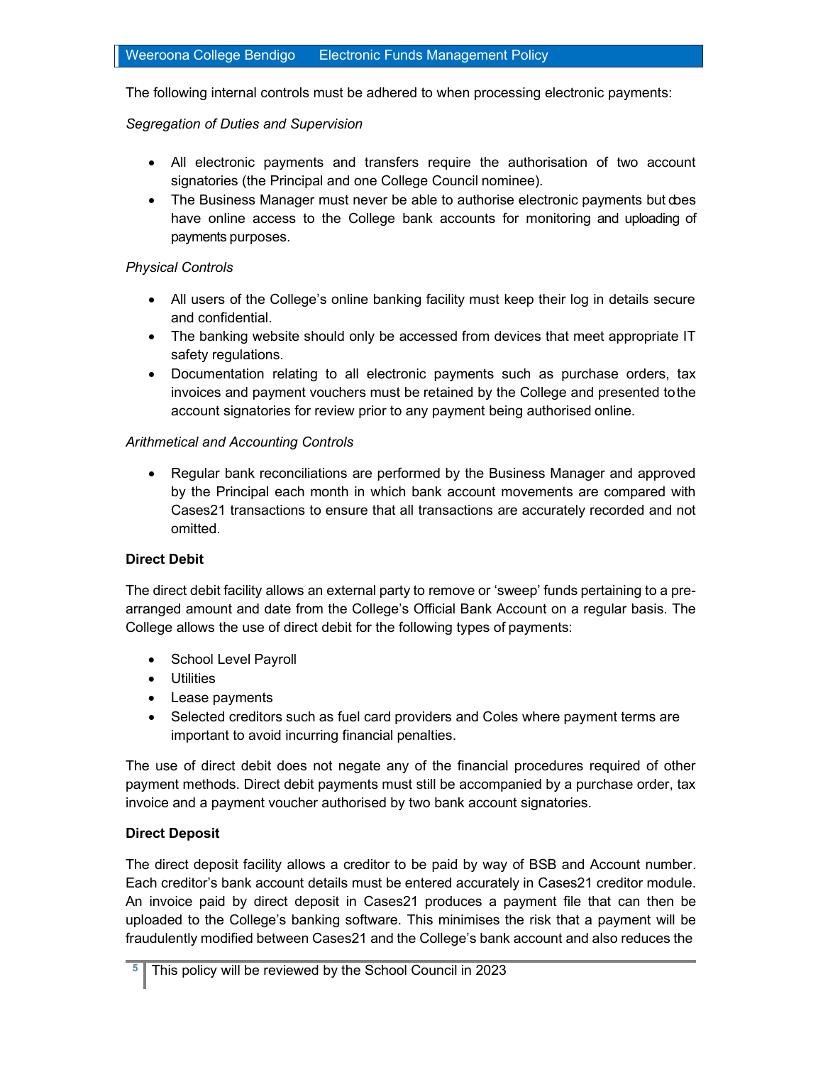The following internal controls must be adhered to when processing electronic payments:

*Segregation of Duties and Supervision*

- All electronic payments and transfers require the authorisation of two account signatories (the Principal and one College Council nominee).
- The Business Manager must never be able to authorise electronic payments but does have online access to the College bank accounts for monitoring and uploading of payments purposes.

*Physical Controls*

- All users of the College's online banking facility must keep their log in details secure and confidential.
- The banking website should only be accessed from devices that meet appropriate IT safety regulations.
- Documentation relating to all electronic payments such as purchase orders, tax invoices and payment vouchers must be retained by the College and presented to the account signatories for review prior to any payment being authorised online.

*Arithmetical and Accounting Controls*

- Regular bank reconciliations are performed by the Business Manager and approved by the Principal each month in which bank account movements are compared with Cases21 transactions to ensure that all transactions are accurately recorded and not omitted.

**Direct Debit**

The direct debit facility allows an external party to remove or 'sweep' funds pertaining to a pre-arranged amount and date from the College's Official Bank Account on a regular basis. The College allows the use of direct debit for the following types of payments:

- School Level Payroll
- Utilities
- Lease payments
- Selected creditors such as fuel card providers and Coles where payment terms are important to avoid incurring financial penalties.

The use of direct debit does not negate any of the financial procedures required of other payment methods. Direct debit payments must still be accompanied by a purchase order, tax invoice and a payment voucher authorised by two bank account signatories.

**Direct Deposit**

The direct deposit facility allows a creditor to be paid by way of BSB and Account number. Each creditor's bank account details must be entered accurately in Cases21 creditor module. An invoice paid by direct deposit in Cases21 produces a payment file that can then be uploaded to the College's banking software. This minimises the risk that a payment will be fraudulently modified between Cases21 and the College's bank account and also reduces the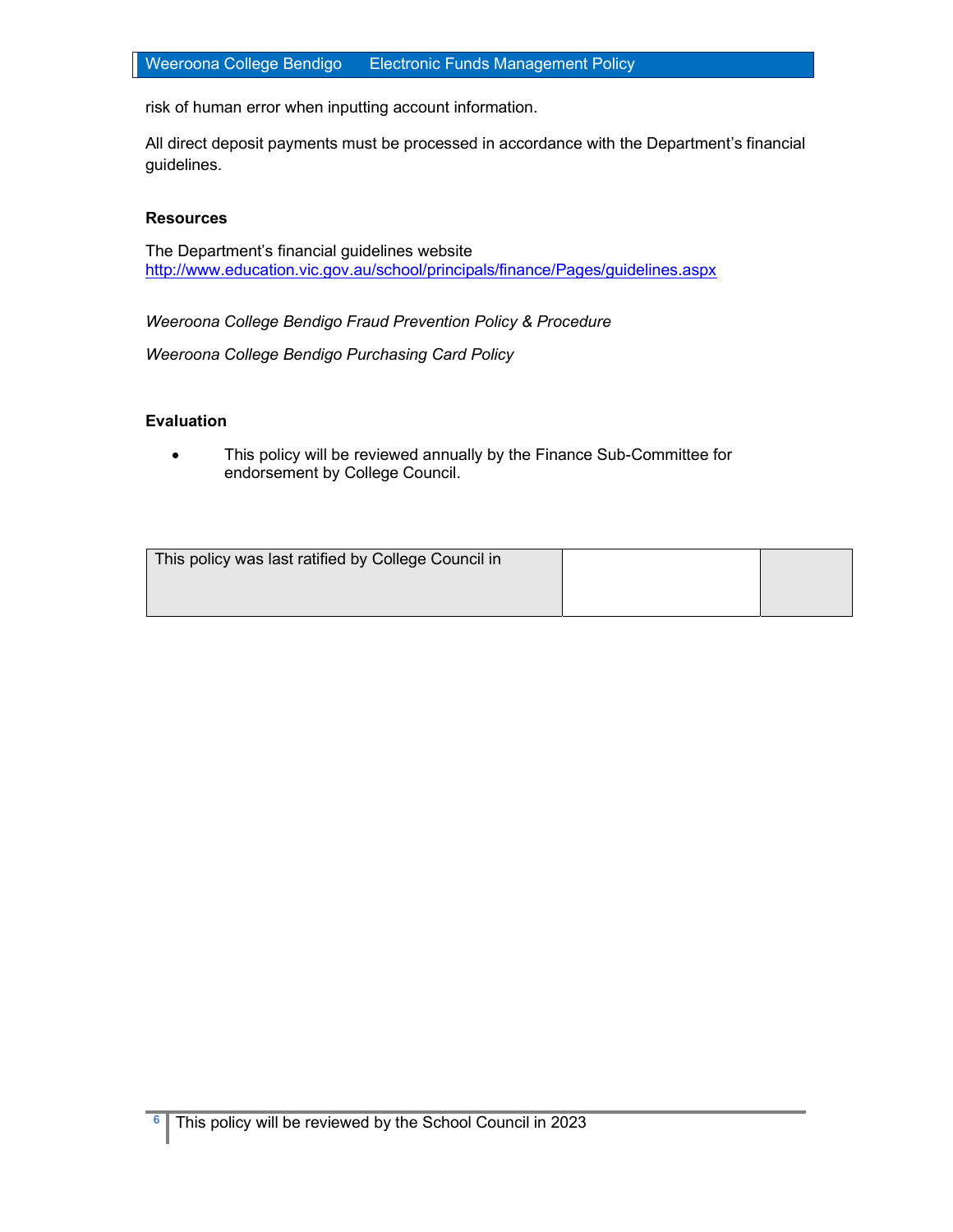risk of human error when inputting account information.

All direct deposit payments must be processed in accordance with the Department's financial guidelines.

**Resources**

The Department's financial guidelines website
http://www.education.vic.gov.au/school/principals/finance/Pages/guidelines.aspx

*Weeroona College Bendigo Fraud Prevention Policy & Procedure*

*Weeroona College Bendigo Purchasing Card Policy*

**Evaluation**

- This policy will be reviewed annually by the Finance Sub-Committee for endorsement by College Council.

| | | |
|---|---|---|
| This policy was last ratified by College Council in | | |

This policy will be reviewed by the School Council in 2023